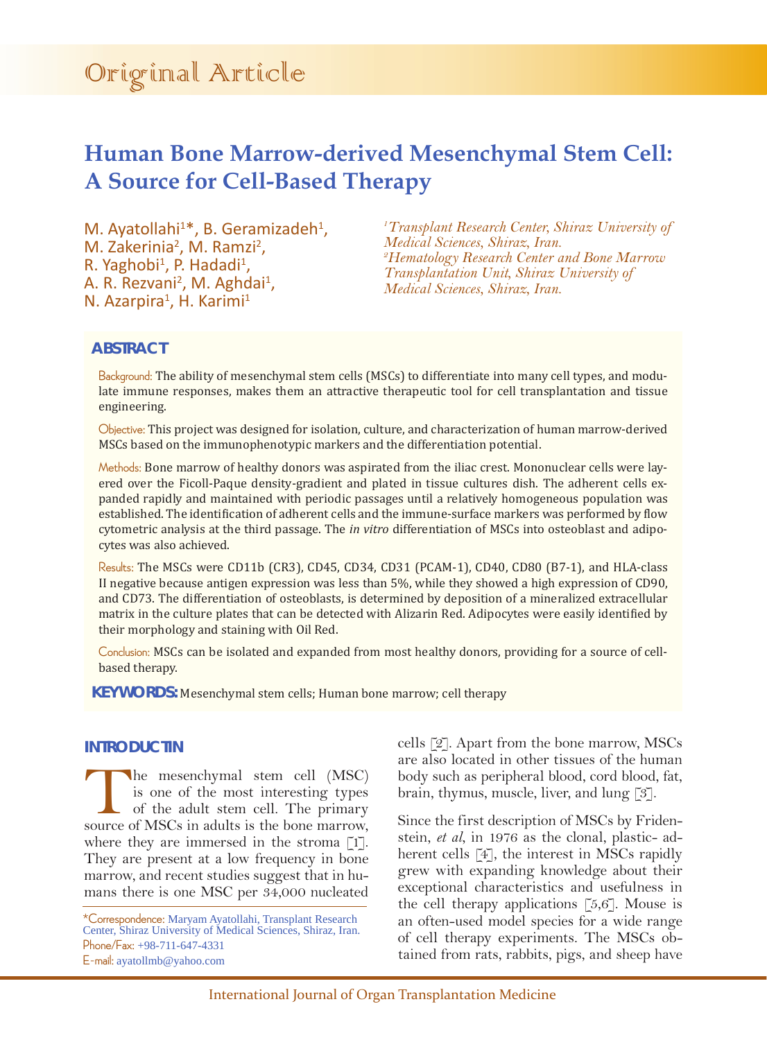Original Article

# Human Bone Marrow-derived Mesenchymal Stem Cell: A Source for Cell-Based Therapy

M. Ayatollahi[1]*, B. Geramizadeh[1], M. Zakerinia[2], M. Ramzi[2], R. Yaghobi[1], P. Hadadi[1], A. R. Rezvani[2], M. Aghdai[1], N. Azarpira[1], H. Karimi[1]

*[1]Transplant Research Center, Shiraz University of Medical Sciences, Shiraz, Iran.*
*[2]Hematology Research Center and Bone Marrow Transplantation Unit, Shiraz University of Medical Sciences, Shiraz, Iran.*

## ABSTRACT

Background: The ability of mesenchymal stem cells (MSCs) to differentiate into many cell types, and modulate immune responses, makes them an attractive therapeutic tool for cell transplantation and tissue engineering.

Objective: This project was designed for isolation, culture, and characterization of human marrow-derived MSCs based on the immunophenotypic markers and the differentiation potential.

Methods: Bone marrow of healthy donors was aspirated from the iliac crest. Mononuclear cells were layered over the Ficoll-Paque density-gradient and plated in tissue cultures dish. The adherent cells expanded rapidly and maintained with periodic passages until a relatively homogeneous population was established. The identification of adherent cells and the immune-surface markers was performed by flow cytometric analysis at the third passage. The *in vitro* differentiation of MSCs into osteoblast and adipocytes was also achieved.

Results: The MSCs were CD11b (CR3), CD45, CD34, CD31 (PCAM-1), CD40, CD80 (B7-1), and HLA-class II negative because antigen expression was less than 5%, while they showed a high expression of CD90, and CD73. The differentiation of osteoblasts, is determined by deposition of a mineralized extracellular matrix in the culture plates that can be detected with Alizarin Red. Adipocytes were easily identified by their morphology and staining with Oil Red.

Conclusion: MSCs can be isolated and expanded from most healthy donors, providing for a source of cell-based therapy.

**KEYWORDS:** Mesenchymal stem cells; Human bone marrow; cell therapy

## INTRODUCTIN

The mesenchymal stem cell (MSC) is one of the most interesting types of the adult stem cell. The primary source of MSCs in adults is the bone marrow, where they are immersed in the stroma [1]. They are present at a low frequency in bone marrow, and recent studies suggest that in humans there is one MSC per 34,000 nucleated cells [2]. Apart from the bone marrow, MSCs are also located in other tissues of the human body such as peripheral blood, cord blood, fat, brain, thymus, muscle, liver, and lung [3].

Since the first description of MSCs by Friedenstein, *et al*, in 1976 as the clonal, plastic- adherent cells [4], the interest in MSCs rapidly grew with expanding knowledge about their exceptional characteristics and usefulness in the cell therapy applications [5,6]. Mouse is an often-used model species for a wide range of cell therapy experiments. The MSCs obtained from rats, rabbits, pigs, and sheep have

*Correspondence: Maryam Ayatollahi, Transplant Research Center, Shiraz University of Medical Sciences, Shiraz, Iran.
Phone/Fax: +98-711-647-4331
E-mail: ayatollmb@yahoo.com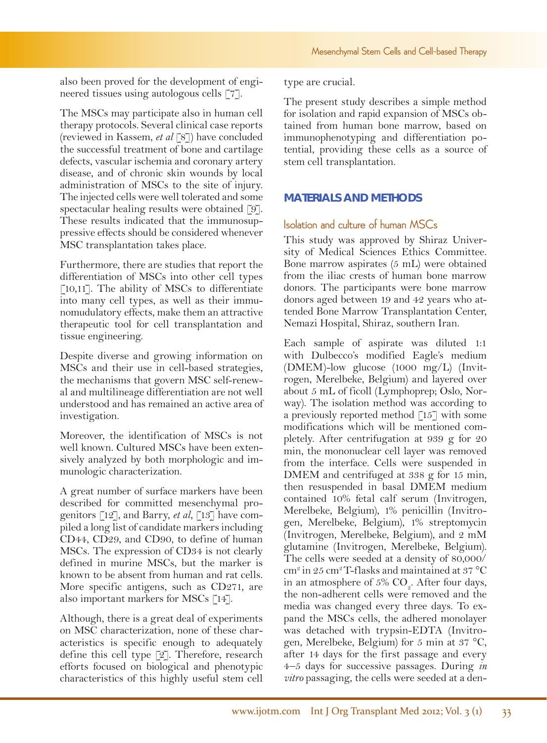also been proved for the development of engineered tissues using autologous cells [7].

The MSCs may participate also in human cell therapy protocols. Several clinical case reports (reviewed in Kassem, *et al* [8]) have concluded the successful treatment of bone and cartilage defects, vascular ischemia and coronary artery disease, and of chronic skin wounds by local administration of MSCs to the site of injury. The injected cells were well tolerated and some spectacular healing results were obtained [9]. These results indicated that the immunosuppressive effects should be considered whenever MSC transplantation takes place.

Furthermore, there are studies that report the differentiation of MSCs into other cell types [10,11]. The ability of MSCs to differentiate into many cell types, as well as their immunomudulatory effects, make them an attractive therapeutic tool for cell transplantation and tissue engineering.

Despite diverse and growing information on MSCs and their use in cell-based strategies, the mechanisms that govern MSC self-renewal and multilineage differentiation are not well understood and has remained an active area of investigation.

Moreover, the identification of MSCs is not well known. Cultured MSCs have been extensively analyzed by both morphologic and immunologic characterization.

A great number of surface markers have been described for committed mesenchymal progenitors [12], and Barry, *et al*, [13] have compiled a long list of candidate markers including CD44, CD29, and CD90, to define of human MSCs. The expression of CD34 is not clearly defined in murine MSCs, but the marker is known to be absent from human and rat cells. More specific antigens, such as CD271, are also important markers for MSCs [14].

Although, there is a great deal of experiments on MSC characterization, none of these characteristics is specific enough to adequately define this cell type [2]. Therefore, research efforts focused on biological and phenotypic characteristics of this highly useful stem cell type are crucial.

The present study describes a simple method for isolation and rapid expansion of MSCs obtained from human bone marrow, based on immunophenotyping and differentiation potential, providing these cells as a source of stem cell transplantation.

## MATERIALS AND METHODS

### Isolation and culture of human MSCs

This study was approved by Shiraz University of Medical Sciences Ethics Committee. Bone marrow aspirates (5 mL) were obtained from the iliac crests of human bone marrow donors. The participants were bone marrow donors aged between 19 and 42 years who attended Bone Marrow Transplantation Center, Nemazi Hospital, Shiraz, southern Iran.

Each sample of aspirate was diluted 1:1 with Dulbecco's modified Eagle's medium (DMEM)-low glucose (1000 mg/L) (Invitrogen, Merelbeke, Belgium) and layered over about 5 mL of ficoll (Lymphoprep; Oslo, Norway). The isolation method was according to a previously reported method [15] with some modifications which will be mentioned completely. After centrifugation at 939 g for 20 min, the mononuclear cell layer was removed from the interface. Cells were suspended in DMEM and centrifuged at 338 g for 15 min, then resuspended in basal DMEM medium contained 10% fetal calf serum (Invitrogen, Merelbeke, Belgium), 1% penicillin (Invitrogen, Merelbeke, Belgium), 1% streptomycin (Invitrogen, Merelbeke, Belgium), and 2 mM glutamine (Invitrogen, Merelbeke, Belgium). The cells were seeded at a density of 80,000/$cm^2$ in 25 $cm^2$ T-flasks and maintained at 37 °C in an atmosphere of 5% $CO_2$. After four days, the non-adherent cells were removed and the media was changed every three days. To expand the MSCs cells, the adhered monolayer was detached with trypsin-EDTA (Invitrogen, Merelbeke, Belgium) for 5 min at 37 °C, after 14 days for the first passage and every 4–5 days for successive passages. During *in vitro* passaging, the cells were seeded at a den-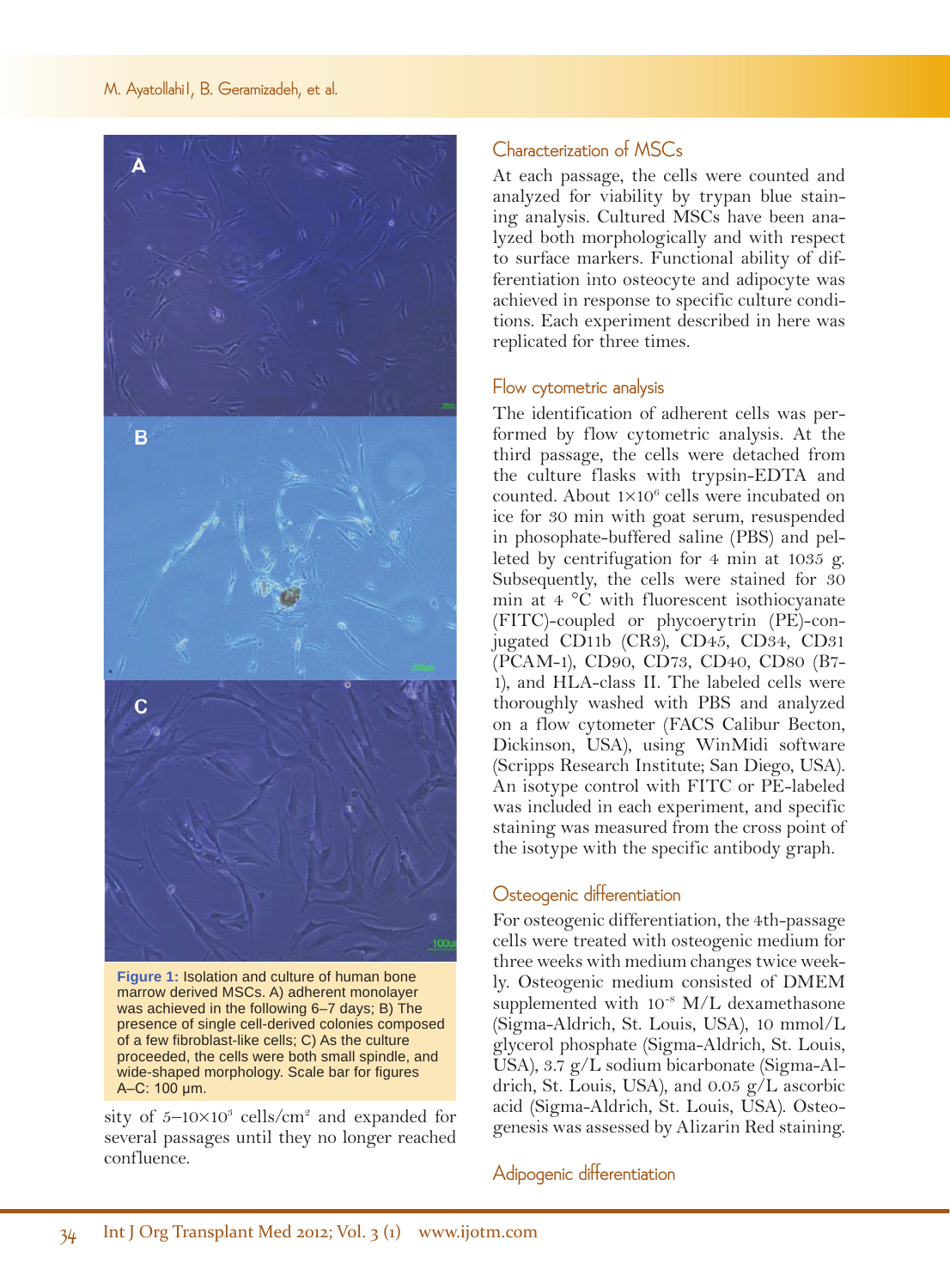Figure 1: Isolation and culture of human bone marrow derived MSCs. A) adherent monolayer was achieved in the following 6–7 days; B) The presence of single cell-derived colonies composed of a few fibroblast-like cells; C) As the culture proceeded, the cells were both small spindle, and wide-shaped morphology. Scale bar for figures A–C: 100 µm.

sity of 5–10×10$^3$ cells/cm$^2$ and expanded for several passages until they no longer reached confluence.

## Characterization of MSCs

At each passage, the cells were counted and analyzed for viability by trypan blue staining analysis. Cultured MSCs have been analyzed both morphologically and with respect to surface markers. Functional ability of differentiation into osteocyte and adipocyte was achieved in response to specific culture conditions. Each experiment described in here was replicated for three times.

## Flow cytometric analysis

The identification of adherent cells was performed by flow cytometric analysis. At the third passage, the cells were detached from the culture flasks with trypsin-EDTA and counted. About 1×10$^6$ cells were incubated on ice for 30 min with goat serum, resuspended in phosophate-buffered saline (PBS) and pelleted by centrifugation for 4 min at 1035 g. Subsequently, the cells were stained for 30 min at 4 °C with fluorescent isothiocyanate (FITC)-coupled or phycoerytrin (PE)-conjugated CD11b (CR3), CD45, CD34, CD31 (PCAM-1), CD90, CD73, CD40, CD80 (B7-1), and HLA-class II. The labeled cells were thoroughly washed with PBS and analyzed on a flow cytometer (FACS Calibur Becton, Dickinson, USA), using WinMidi software (Scripps Research Institute; San Diego, USA). An isotype control with FITC or PE-labeled was included in each experiment, and specific staining was measured from the cross point of the isotype with the specific antibody graph.

## Osteogenic differentiation

For osteogenic differentiation, the 4th-passage cells were treated with osteogenic medium for three weeks with medium changes twice weekly. Osteogenic medium consisted of DMEM supplemented with 10$^{-8}$ M/L dexamethasone (Sigma-Aldrich, St. Louis, USA), 10 mmol/L glycerol phosphate (Sigma-Aldrich, St. Louis, USA), 3.7 g/L sodium bicarbonate (Sigma-Aldrich, St. Louis, USA), and 0.05 g/L ascorbic acid (Sigma-Aldrich, St. Louis, USA). Osteogenesis was assessed by Alizarin Red staining.

## Adipogenic differentiation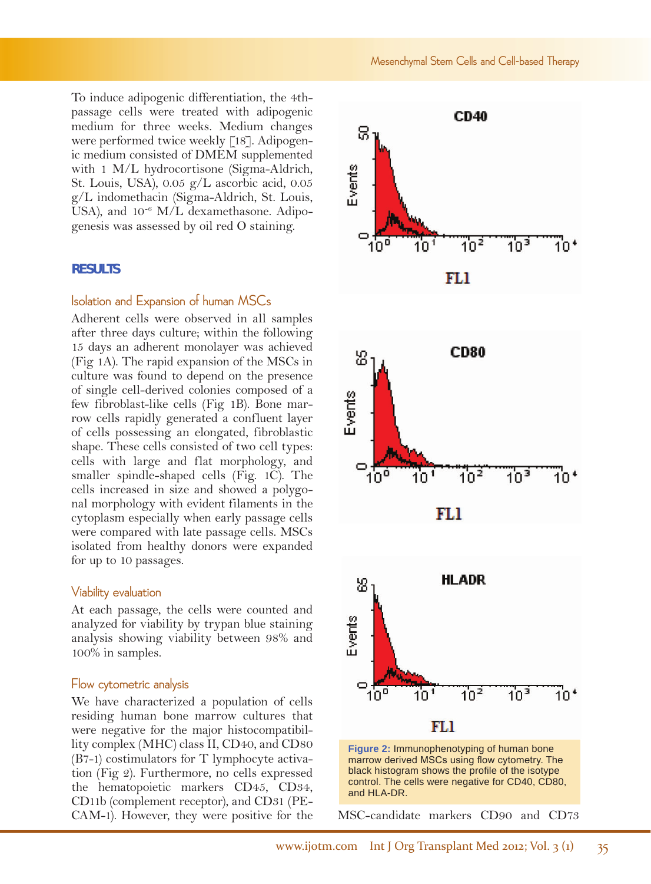To induce adipogenic differentiation, the 4th-passage cells were treated with adipogenic medium for three weeks. Medium changes were performed twice weekly [18]. Adipogenic medium consisted of DMEM supplemented with 1 M/L hydrocortisone (Sigma-Aldrich, St. Louis, USA), 0.05 g/L ascorbic acid, 0.05 g/L indomethacin (Sigma-Aldrich, St. Louis, USA), and $10^{-6}$ M/L dexamethasone. Adipogenesis was assessed by oil red O staining.

## RESULTS

### Isolation and Expansion of human MSCs

Adherent cells were observed in all samples after three days culture; within the following 15 days an adherent monolayer was achieved (Fig 1A). The rapid expansion of the MSCs in culture was found to depend on the presence of single cell-derived colonies composed of a few fibroblast-like cells (Fig 1B). Bone marrow cells rapidly generated a confluent layer of cells possessing an elongated, fibroblastic shape. These cells consisted of two cell types: cells with large and flat morphology, and smaller spindle-shaped cells (Fig. 1C). The cells increased in size and showed a polygonal morphology with evident filaments in the cytoplasm especially when early passage cells were compared with late passage cells. MSCs isolated from healthy donors were expanded for up to 10 passages.

### Viability evaluation

At each passage, the cells were counted and analyzed for viability by trypan blue staining analysis showing viability between 98% and 100% in samples.

### Flow cytometric analysis

We have characterized a population of cells residing human bone marrow cultures that were negative for the major histocompatibility complex (MHC) class II, CD40, and CD80 (B7-1) costimulators for T lymphocyte activation (Fig 2). Furthermore, no cells expressed the hematopoietic markers CD45, CD34, CD11b (complement receptor), and CD31 (PECAM-1). However, they were positive for the MSC-candidate markers CD90 and CD73

**Figure 2:** Immunophenotyping of human bone marrow derived MSCs using flow cytometry. The black histogram shows the profile of the isotype control. The cells were negative for CD40, CD80, and HLA-DR.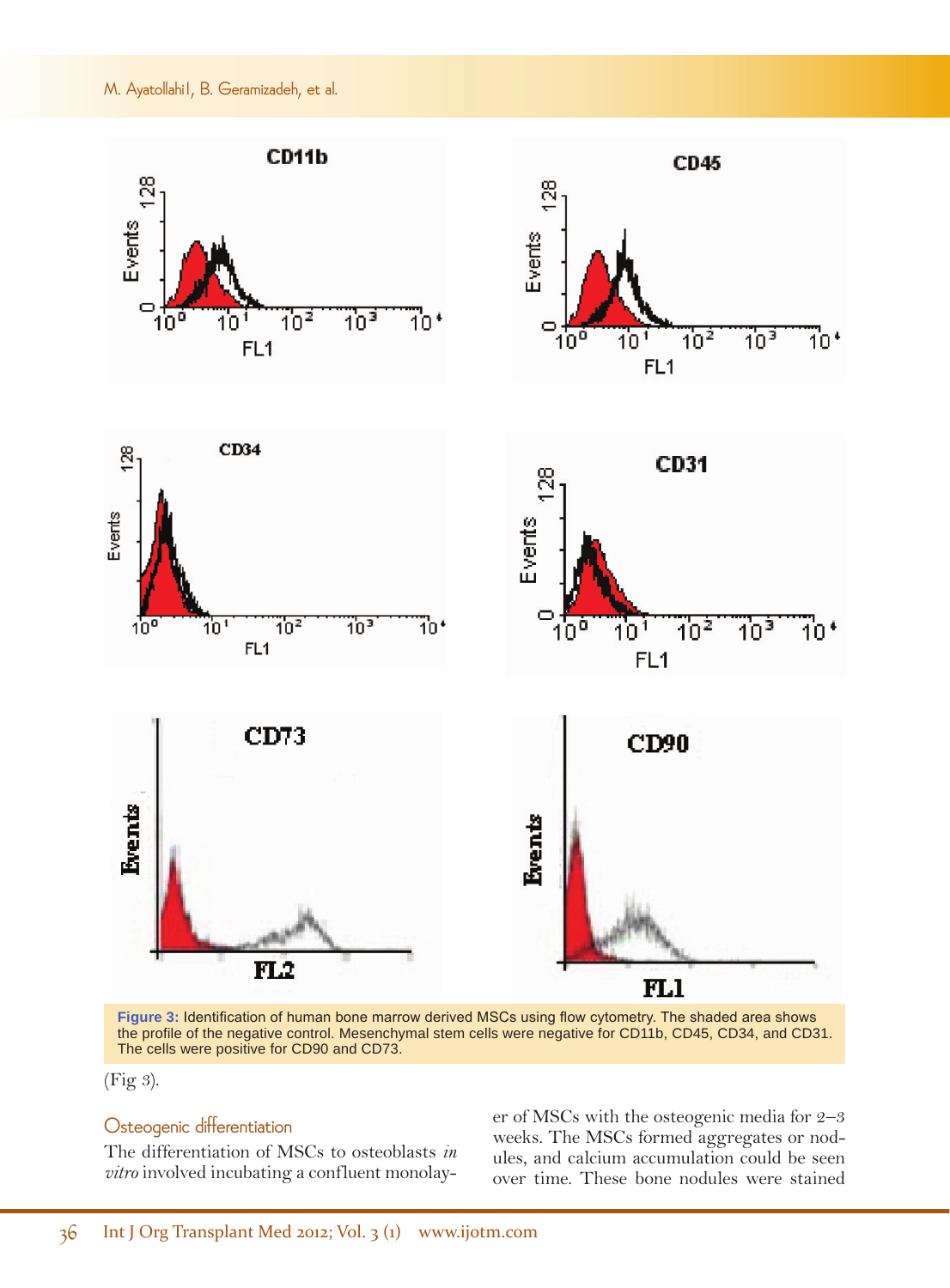Figure 3: Identification of human bone marrow derived MSCs using flow cytometry. The shaded area shows the profile of the negative control. Mesenchymal stem cells were negative for CD11b, CD45, CD34, and CD31. The cells were positive for CD90 and CD73.

(Fig 3).

## Osteogenic differentiation

The differentiation of MSCs to osteoblasts *in vitro* involved incubating a confluent monolayer of MSCs with the osteogenic media for 2–3 weeks. The MSCs formed aggregates or nodules, and calcium accumulation could be seen over time. These bone nodules were stained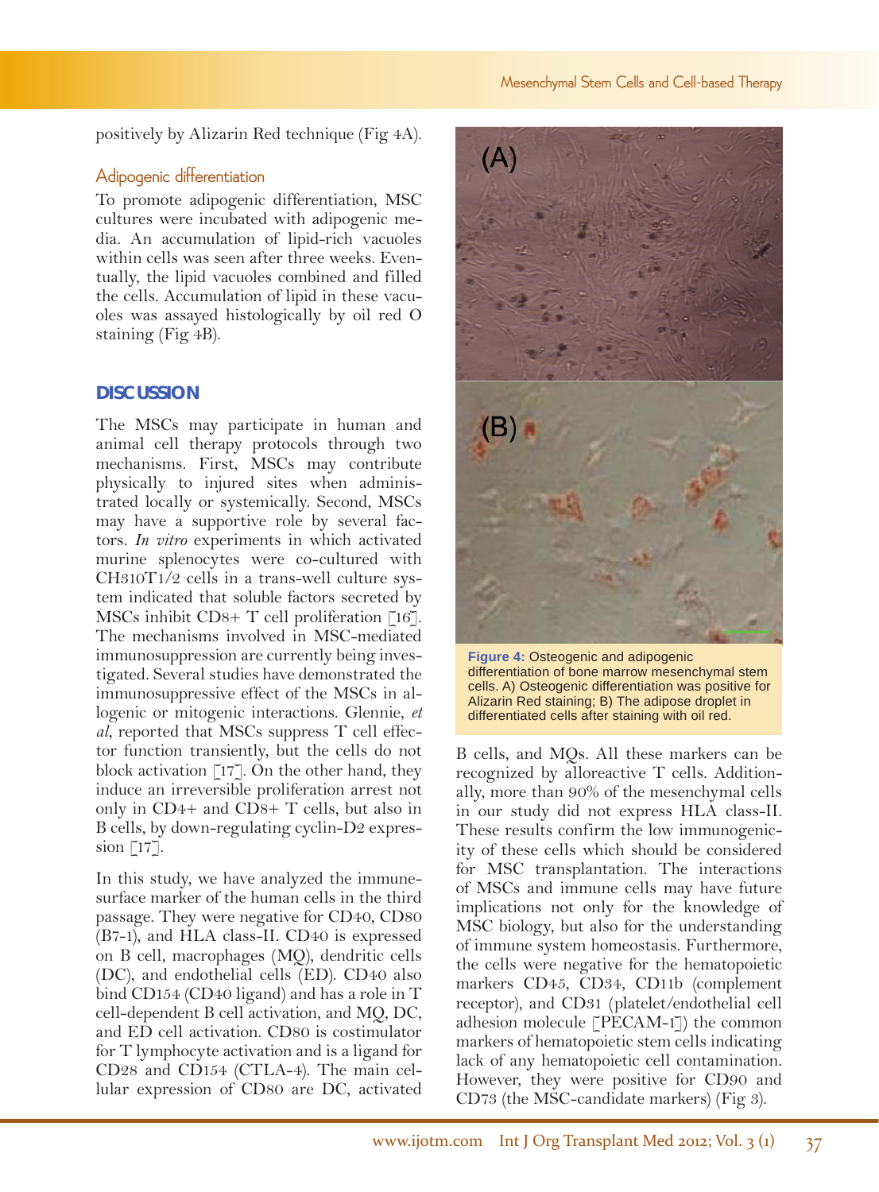positively by Alizarin Red technique (Fig 4A).

### Adipogenic differentiation

To promote adipogenic differentiation, MSC cultures were incubated with adipogenic media. An accumulation of lipid-rich vacuoles within cells was seen after three weeks. Eventually, the lipid vacuoles combined and filled the cells. Accumulation of lipid in these vacuoles was assayed histologically by oil red O staining (Fig 4B).

## DISCUSSION

The MSCs may participate in human and animal cell therapy protocols through two mechanisms. First, MSCs may contribute physically to injured sites when administrated locally or systemically. Second, MSCs may have a supportive role by several factors. *In vitro* experiments in which activated murine splenocytes were co-cultured with CH310T1/2 cells in a trans-well culture system indicated that soluble factors secreted by MSCs inhibit CD8+ T cell proliferation [16]. The mechanisms involved in MSC-mediated immunosuppression are currently being investigated. Several studies have demonstrated the immunosuppressive effect of the MSCs in allogenic or mitogenic interactions. Glennie, *et al*, reported that MSCs suppress T cell effector function transiently, but the cells do not block activation [17]. On the other hand, they induce an irreversible proliferation arrest not only in CD4+ and CD8+ T cells, but also in B cells, by down-regulating cyclin-D2 expression [17].

In this study, we have analyzed the immune-surface marker of the human cells in the third passage. They were negative for CD40, CD80 (B7-1), and HLA class-II. CD40 is expressed on B cell, macrophages (MQ), dendritic cells (DC), and endothelial cells (ED). CD40 also bind CD154 (CD40 ligand) and has a role in T cell-dependent B cell activation, and MQ, DC, and ED cell activation. CD80 is costimulator for T lymphocyte activation and is a ligand for CD28 and CD154 (CTLA-4). The main cellular expression of CD80 are DC, activated B cells, and MQs. All these markers can be recognized by alloreactive T cells. Additionally, more than 90% of the mesenchymal cells in our study did not express HLA class-II. These results confirm the low immunogenicity of these cells which should be considered for MSC transplantation. The interactions of MSCs and immune cells may have future implications not only for the knowledge of MSC biology, but also for the understanding of immune system homeostasis. Furthermore, the cells were negative for the hematopoietic markers CD45, CD34, CD11b (complement receptor), and CD31 (platelet/endothelial cell adhesion molecule [PECAM-1]) the common markers of hematopoietic stem cells indicating lack of any hematopoietic cell contamination. However, they were positive for CD90 and CD73 (the MSC-candidate markers) (Fig 3).

**Figure 4:** Osteogenic and adipogenic differentiation of bone marrow mesenchymal stem cells. A) Osteogenic differentiation was positive for Alizarin Red staining; B) The adipose droplet in differentiated cells after staining with oil red.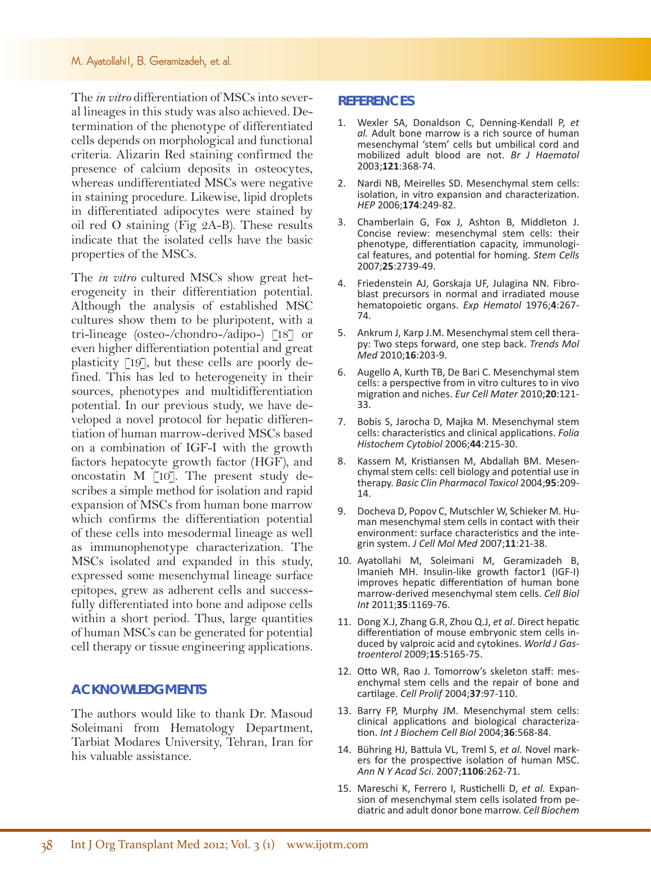The *in vitro* differentiation of MSCs into several lineages in this study was also achieved. Determination of the phenotype of differentiated cells depends on morphological and functional criteria. Alizarin Red staining confirmed the presence of calcium deposits in osteocytes, whereas undifferentiated MSCs were negative in staining procedure. Likewise, lipid droplets in differentiated adipocytes were stained by oil red O staining (Fig 2A-B). These results indicate that the isolated cells have the basic properties of the MSCs.

The *in vitro* cultured MSCs show great heterogeneity in their differentiation potential. Although the analysis of established MSC cultures show them to be pluripotent, with a tri-lineage (osteo-/chondro-/adipo-) [18] or even higher differentiation potential and great plasticity [19], but these cells are poorly defined. This has led to heterogeneity in their sources, phenotypes and multidifferentiation potential. In our previous study, we have developed a novel protocol for hepatic differentiation of human marrow-derived MSCs based on a combination of IGF-I with the growth factors hepatocyte growth factor (HGF), and oncostatin M [10]. The present study describes a simple method for isolation and rapid expansion of MSCs from human bone marrow which confirms the differentiation potential of these cells into mesodermal lineage as well as immunophenotype characterization. The MSCs isolated and expanded in this study, expressed some mesenchymal lineage surface epitopes, grew as adherent cells and successfully differentiated into bone and adipose cells within a short period. Thus, large quantities of human MSCs can be generated for potential cell therapy or tissue engineering applications.

## ACKNOWLEDGMENTS

The authors would like to thank Dr. Masoud Soleimani from Hematology Department, Tarbiat Modares University, Tehran, Iran for his valuable assistance.

## REFERENCES

1. Wexler SA, Donaldson C, Denning-Kendall P, *et al.* Adult bone marrow is a rich source of human mesenchymal 'stem' cells but umbilical cord and mobilized adult blood are not. *Br J Haematol* 2003;**121**:368-74.
2. Nardi NB, Meirelles SD. Mesenchymal stem cells: isolation, in vitro expansion and characterization. *HEP* 2006;**174**:249-82.
3. Chamberlain G, Fox J, Ashton B, Middleton J. Concise review: mesenchymal stem cells: their phenotype, differentiation capacity, immunological features, and potential for homing. *Stem Cells* 2007;**25**:2739-49.
4. Friedenstein AJ, Gorskaja UF, Julagina NN. Fibroblast precursors in normal and irradiated mouse hematopoietic organs. *Exp Hematol* 1976;**4**:267-74.
5. Ankrum J, Karp J.M. Mesenchymal stem cell therapy: Two steps forward, one step back. *Trends Mol Med* 2010;**16**:203-9.
6. Augello A, Kurth TB, De Bari C. Mesenchymal stem cells: a perspective from in vitro cultures to in vivo migration and niches. *Eur Cell Mater* 2010;**20**:121-33.
7. Bobis S, Jarocha D, Majka M. Mesenchymal stem cells: characteristics and clinical applications. *Folia Histochem Cytobiol* 2006;**44**:215-30.
8. Kassem M, Kristiansen M, Abdallah BM. Mesenchymal stem cells: cell biology and potential use in therapy. *Basic Clin Pharmacol Toxicol* 2004;**95**:209-14.
9. Docheva D, Popov C, Mutschler W, Schieker M. Human mesenchymal stem cells in contact with their environment: surface characteristics and the integrin system. *J Cell Mol Med* 2007;**11**:21-38.
10. Ayatollahi M, Soleimani M, Geramizadeh B, Imanieh MH. Insulin-like growth factor1 (IGF-I) improves hepatic differentiation of human bone marrow-derived mesenchymal stem cells. *Cell Biol Int* 2011;**35**:1169-76.
11. Dong X.J, Zhang G.R, Zhou Q.J, *et al*. Direct hepatic differentiation of mouse embryonic stem cells induced by valproic acid and cytokines. *World J Gastroenterol* 2009;**15**:5165-75.
12. Otto WR, Rao J. Tomorrow's skeleton staff: mesenchymal stem cells and the repair of bone and cartilage. *Cell Prolif* 2004;**37**:97-110.
13. Barry FP, Murphy JM. Mesenchymal stem cells: clinical applications and biological characterization. *Int J Biochem Cell Biol* 2004;**36**:568-84.
14. Bühring HJ, Battula VL, Treml S, *et al.* Novel markers for the prospective isolation of human MSC. *Ann N Y Acad Sci*. 2007;**1106**:262-71.
15. Mareschi K, Ferrero I, Rustichelli D, *et al.* Expansion of mesenchymal stem cells isolated from pediatric and adult donor bone marrow. *Cell Biochem*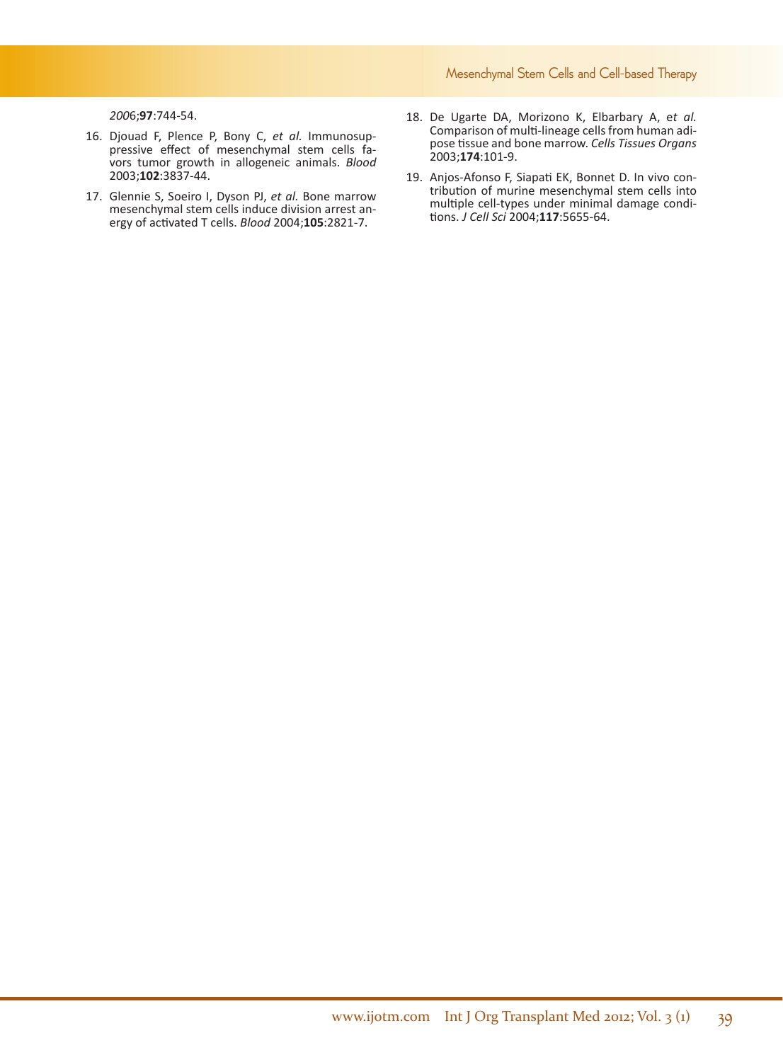*2006*;**97**:744-54.

16. Djouad F, Plence P, Bony C, *et al.* Immunosuppressive effect of mesenchymal stem cells favors tumor growth in allogeneic animals. *Blood* 2003;**102**:3837-44.
17. Glennie S, Soeiro I, Dyson PJ, *et al.* Bone marrow mesenchymal stem cells induce division arrest anergy of activated T cells. *Blood* 2004;**105**:2821-7.
18. De Ugarte DA, Morizono K, Elbarbary A, e*t al.* Comparison of multi-lineage cells from human adipose tissue and bone marrow. *Cells Tissues Organs* 2003;**174**:101-9.
19. Anjos-Afonso F, Siapati EK, Bonnet D. In vivo contribution of murine mesenchymal stem cells into multiple cell-types under minimal damage conditions. *J Cell Sci* 2004;**117**:5655-64.